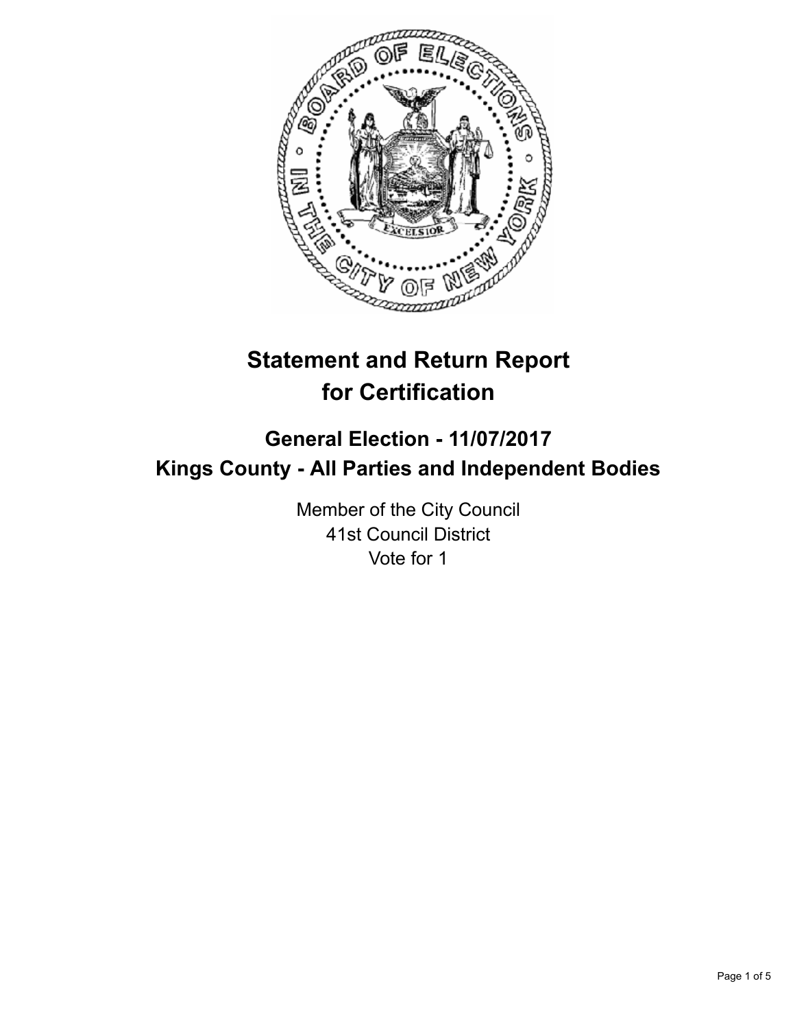# Statement and Return Report for Certification

## General Election - 11/07/2017
## Kings County - All Parties and Independent Bodies

Member of the City Council
41st Council District
Vote for 1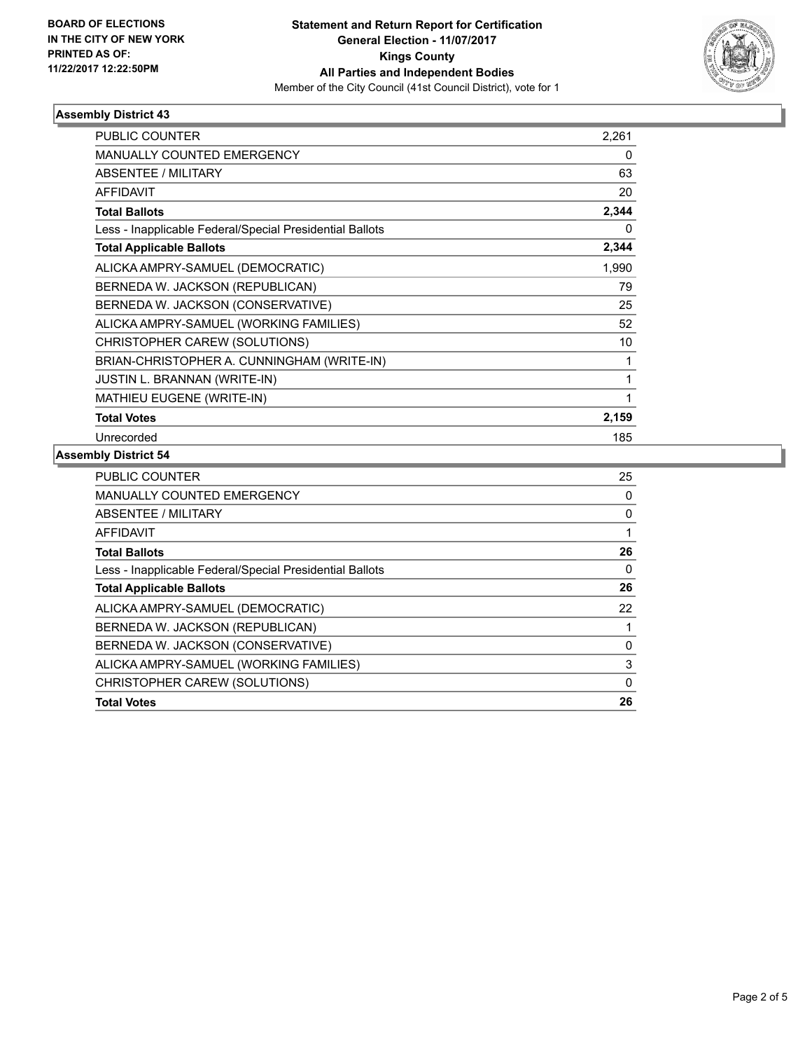BOARD OF ELECTIONS
IN THE CITY OF NEW YORK
PRINTED AS OF:
11/22/2017 12:22:50PM

**Statement and Return Report for Certification**
**General Election - 11/07/2017**
**Kings County**
**All Parties and Independent Bodies**
Member of the City Council (41st Council District), vote for 1

### Assembly District 43

| | |
|---|---|
| PUBLIC COUNTER | 2,261 |
| MANUALLY COUNTED EMERGENCY | 0 |
| ABSENTEE / MILITARY | 63 |
| AFFIDAVIT | 20 |
| **Total Ballots** | **2,344** |
| Less - Inapplicable Federal/Special Presidential Ballots | 0 |
| **Total Applicable Ballots** | **2,344** |
| ALICKA AMPRY-SAMUEL (DEMOCRATIC) | 1,990 |
| BERNEDA W. JACKSON (REPUBLICAN) | 79 |
| BERNEDA W. JACKSON (CONSERVATIVE) | 25 |
| ALICKA AMPRY-SAMUEL (WORKING FAMILIES) | 52 |
| CHRISTOPHER CAREW (SOLUTIONS) | 10 |
| BRIAN-CHRISTOPHER A. CUNNINGHAM (WRITE-IN) | 1 |
| JUSTIN L. BRANNAN (WRITE-IN) | 1 |
| MATHIEU EUGENE (WRITE-IN) | 1 |
| **Total Votes** | **2,159** |
| Unrecorded | 185 |

### Assembly District 54

| | |
|---|---|
| PUBLIC COUNTER | 25 |
| MANUALLY COUNTED EMERGENCY | 0 |
| ABSENTEE / MILITARY | 0 |
| AFFIDAVIT | 1 |
| **Total Ballots** | **26** |
| Less - Inapplicable Federal/Special Presidential Ballots | 0 |
| **Total Applicable Ballots** | **26** |
| ALICKA AMPRY-SAMUEL (DEMOCRATIC) | 22 |
| BERNEDA W. JACKSON (REPUBLICAN) | 1 |
| BERNEDA W. JACKSON (CONSERVATIVE) | 0 |
| ALICKA AMPRY-SAMUEL (WORKING FAMILIES) | 3 |
| CHRISTOPHER CAREW (SOLUTIONS) | 0 |
| **Total Votes** | **26** |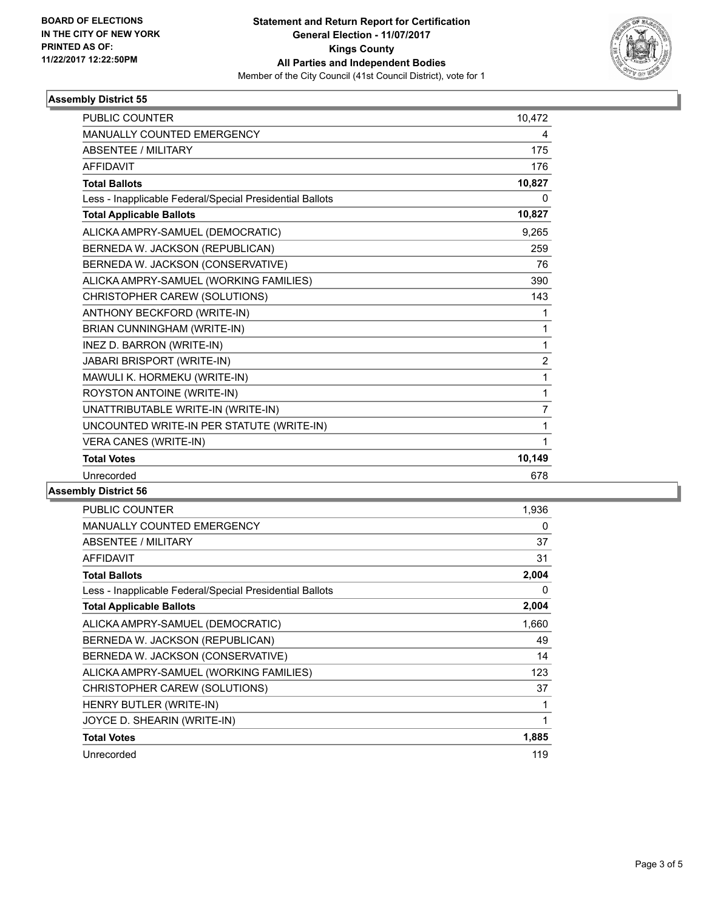**BOARD OF ELECTIONS IN THE CITY OF NEW YORK**
**PRINTED AS OF: 11/22/2017 12:22:50PM**

**Statement and Return Report for Certification**
**General Election - 11/07/2017**
**Kings County**
**All Parties and Independent Bodies**
Member of the City Council (41st Council District), vote for 1

### Assembly District 55

| | |
|---|---|
| PUBLIC COUNTER | 10,472 |
| MANUALLY COUNTED EMERGENCY | 4 |
| ABSENTEE / MILITARY | 175 |
| AFFIDAVIT | 176 |
| **Total Ballots** | **10,827** |
| Less - Inapplicable Federal/Special Presidential Ballots | 0 |
| **Total Applicable Ballots** | **10,827** |
| ALICKA AMPRY-SAMUEL (DEMOCRATIC) | 9,265 |
| BERNEDA W. JACKSON (REPUBLICAN) | 259 |
| BERNEDA W. JACKSON (CONSERVATIVE) | 76 |
| ALICKA AMPRY-SAMUEL (WORKING FAMILIES) | 390 |
| CHRISTOPHER CAREW (SOLUTIONS) | 143 |
| ANTHONY BECKFORD (WRITE-IN) | 1 |
| BRIAN CUNNINGHAM (WRITE-IN) | 1 |
| INEZ D. BARRON (WRITE-IN) | 1 |
| JABARI BRISPORT (WRITE-IN) | 2 |
| MAWULI K. HORMEKU (WRITE-IN) | 1 |
| ROYSTON ANTOINE (WRITE-IN) | 1 |
| UNATTRIBUTABLE WRITE-IN (WRITE-IN) | 7 |
| UNCOUNTED WRITE-IN PER STATUTE (WRITE-IN) | 1 |
| VERA CANES (WRITE-IN) | 1 |
| **Total Votes** | **10,149** |
| Unrecorded | 678 |

### Assembly District 56

| | |
|---|---|
| PUBLIC COUNTER | 1,936 |
| MANUALLY COUNTED EMERGENCY | 0 |
| ABSENTEE / MILITARY | 37 |
| AFFIDAVIT | 31 |
| **Total Ballots** | **2,004** |
| Less - Inapplicable Federal/Special Presidential Ballots | 0 |
| **Total Applicable Ballots** | **2,004** |
| ALICKA AMPRY-SAMUEL (DEMOCRATIC) | 1,660 |
| BERNEDA W. JACKSON (REPUBLICAN) | 49 |
| BERNEDA W. JACKSON (CONSERVATIVE) | 14 |
| ALICKA AMPRY-SAMUEL (WORKING FAMILIES) | 123 |
| CHRISTOPHER CAREW (SOLUTIONS) | 37 |
| HENRY BUTLER (WRITE-IN) | 1 |
| JOYCE D. SHEARIN (WRITE-IN) | 1 |
| **Total Votes** | **1,885** |
| Unrecorded | 119 |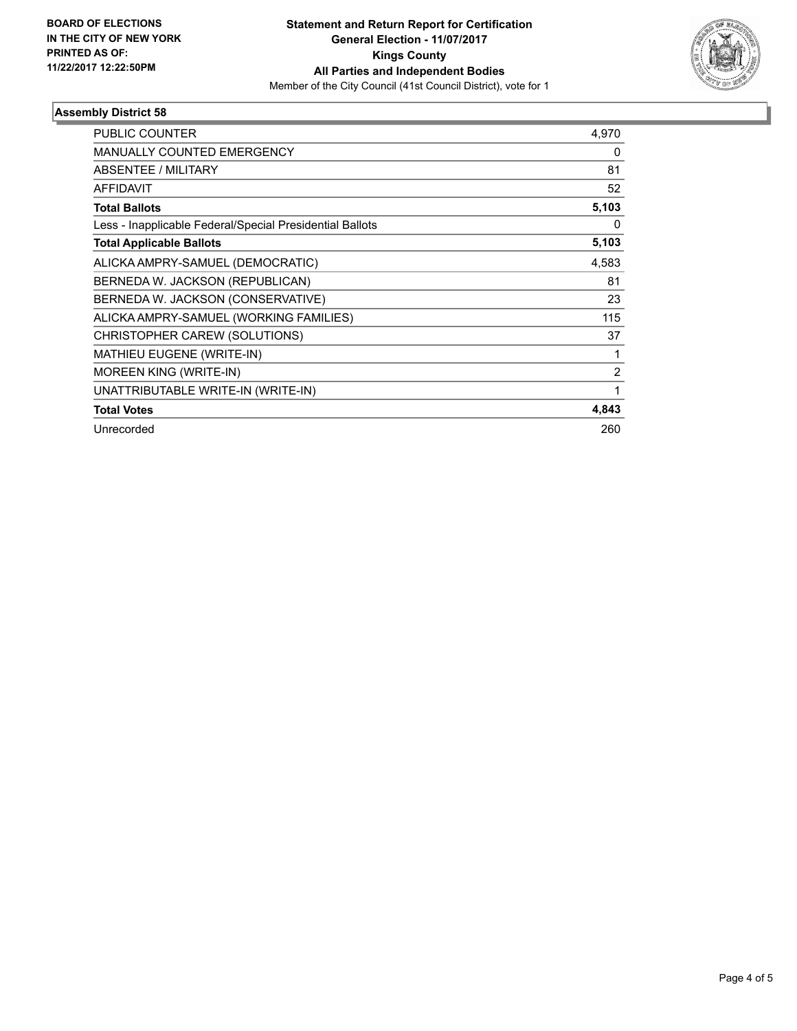BOARD OF ELECTIONS
IN THE CITY OF NEW YORK
PRINTED AS OF:
11/22/2017 12:22:50PM

**Statement and Return Report for Certification**
**General Election - 11/07/2017**
**Kings County**
**All Parties and Independent Bodies**
Member of the City Council (41st Council District), vote for 1

## Assembly District 58

| | |
|---|---|
| PUBLIC COUNTER | 4,970 |
| MANUALLY COUNTED EMERGENCY | 0 |
| ABSENTEE / MILITARY | 81 |
| AFFIDAVIT | 52 |
| **Total Ballots** | **5,103** |
| Less - Inapplicable Federal/Special Presidential Ballots | 0 |
| **Total Applicable Ballots** | **5,103** |
| ALICKA AMPRY-SAMUEL (DEMOCRATIC) | 4,583 |
| BERNEDA W. JACKSON (REPUBLICAN) | 81 |
| BERNEDA W. JACKSON (CONSERVATIVE) | 23 |
| ALICKA AMPRY-SAMUEL (WORKING FAMILIES) | 115 |
| CHRISTOPHER CAREW (SOLUTIONS) | 37 |
| MATHIEU EUGENE (WRITE-IN) | 1 |
| MOREEN KING (WRITE-IN) | 2 |
| UNATTRIBUTABLE WRITE-IN (WRITE-IN) | 1 |
| **Total Votes** | **4,843** |
| Unrecorded | 260 |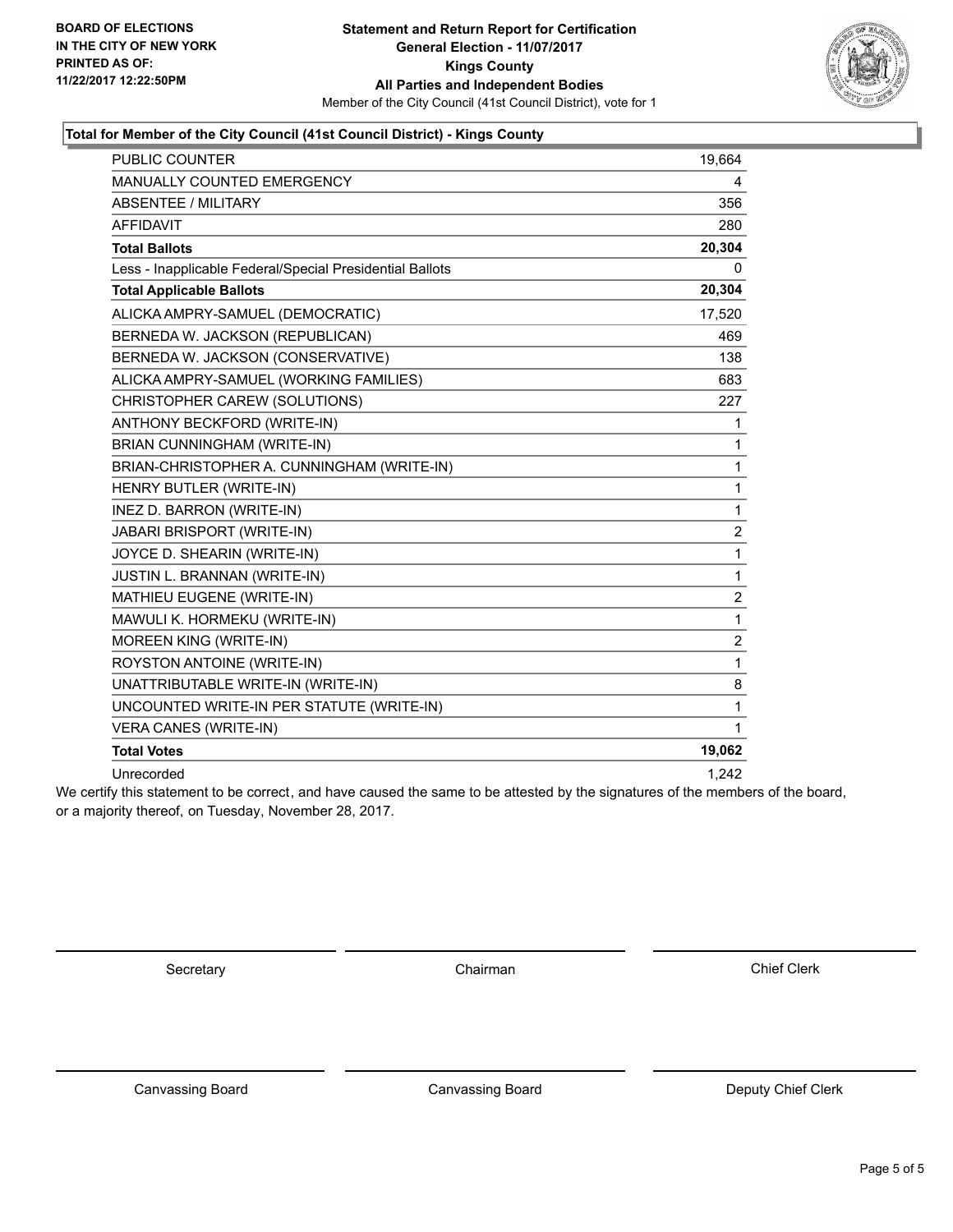**BOARD OF ELECTIONS IN THE CITY OF NEW YORK PRINTED AS OF: 11/22/2017 12:22:50PM**

**Statement and Return Report for Certification**
**General Election - 11/07/2017**
**Kings County**
**All Parties and Independent Bodies**
Member of the City Council (41st Council District), vote for 1

**Total for Member of the City Council (41st Council District) - Kings County**

| | |
|---|---|
| PUBLIC COUNTER | 19,664 |
| MANUALLY COUNTED EMERGENCY | 4 |
| ABSENTEE / MILITARY | 356 |
| AFFIDAVIT | 280 |
| **Total Ballots** | **20,304** |
| Less - Inapplicable Federal/Special Presidential Ballots | 0 |
| **Total Applicable Ballots** | **20,304** |
| ALICKA AMPRY-SAMUEL (DEMOCRATIC) | 17,520 |
| BERNEDA W. JACKSON (REPUBLICAN) | 469 |
| BERNEDA W. JACKSON (CONSERVATIVE) | 138 |
| ALICKA AMPRY-SAMUEL (WORKING FAMILIES) | 683 |
| CHRISTOPHER CAREW (SOLUTIONS) | 227 |
| ANTHONY BECKFORD (WRITE-IN) | 1 |
| BRIAN CUNNINGHAM (WRITE-IN) | 1 |
| BRIAN-CHRISTOPHER A. CUNNINGHAM (WRITE-IN) | 1 |
| HENRY BUTLER (WRITE-IN) | 1 |
| INEZ D. BARRON (WRITE-IN) | 1 |
| JABARI BRISPORT (WRITE-IN) | 2 |
| JOYCE D. SHEARIN (WRITE-IN) | 1 |
| JUSTIN L. BRANNAN (WRITE-IN) | 1 |
| MATHIEU EUGENE (WRITE-IN) | 2 |
| MAWULI K. HORMEKU (WRITE-IN) | 1 |
| MOREEN KING (WRITE-IN) | 2 |
| ROYSTON ANTOINE (WRITE-IN) | 1 |
| UNATTRIBUTABLE WRITE-IN (WRITE-IN) | 8 |
| UNCOUNTED WRITE-IN PER STATUTE (WRITE-IN) | 1 |
| VERA CANES (WRITE-IN) | 1 |
| **Total Votes** | **19,062** |
| Unrecorded | 1,242 |

We certify this statement to be correct, and have caused the same to be attested by the signatures of the members of the board, or a majority thereof, on Tuesday, November 28, 2017.

Secretary

Chairman

Chief Clerk

Canvassing Board

Canvassing Board

Deputy Chief Clerk